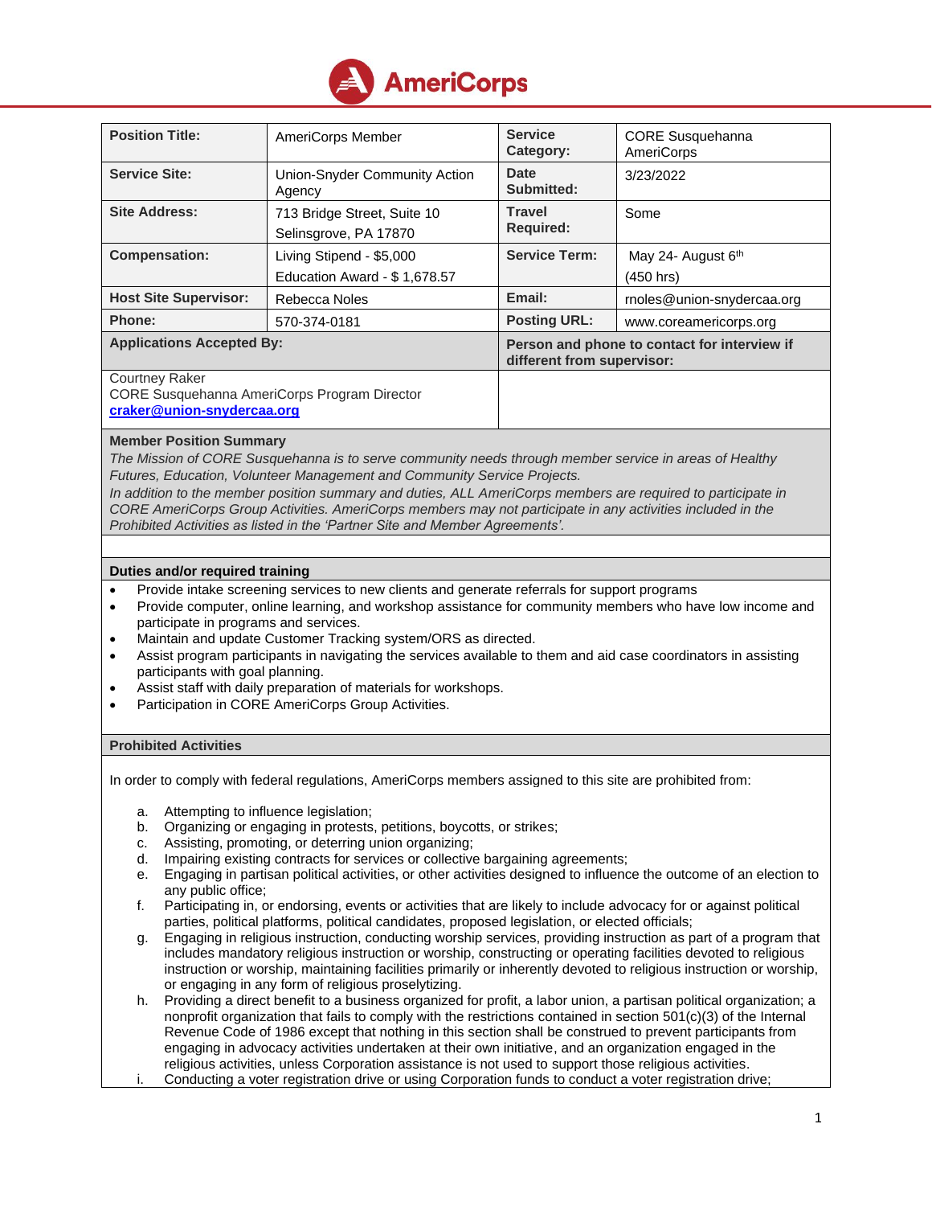AmeriCorps

| Position Title: | AmeriCorps Member | Service Category: | CORE Susquehanna AmeriCorps |
|---|---|---|---|
| Service Site: | Union-Snyder Community Action Agency | Date Submitted: | 3/23/2022 |
| Site Address: | 713 Bridge Street, Suite 10<br>Selinsgrove, PA 17870 | Travel Required: | Some |
| Compensation: | Living Stipend - $5,000<br>Education Award - $ 1,678.57 | Service Term: | May 24- August 6th<br>(450 hrs) |
| Host Site Supervisor: | Rebecca Noles | Email: | rnoles@union-snydercaa.org |
| Phone: | 570-374-0181 | Posting URL: | www.coreamericorps.org |
| Applications Accepted By: | | Person and phone to contact for interview if different from supervisor: | |
| Courtney Raker<br>CORE Susquehanna AmeriCorps Program Director<br>**craker@union-snydercaa.org** | | | |

**Member Position Summary**

*The Mission of CORE Susquehanna is to serve community needs through member service in areas of Healthy Futures, Education, Volunteer Management and Community Service Projects.*

*In addition to the member position summary and duties, ALL AmeriCorps members are required to participate in CORE AmeriCorps Group Activities. AmeriCorps members may not participate in any activities included in the Prohibited Activities as listed in the 'Partner Site and Member Agreements'.*

**Duties and/or required training**

- Provide intake screening services to new clients and generate referrals for support programs
- Provide computer, online learning, and workshop assistance for community members who have low income and participate in programs and services.
- Maintain and update Customer Tracking system/ORS as directed.
- Assist program participants in navigating the services available to them and aid case coordinators in assisting participants with goal planning.
- Assist staff with daily preparation of materials for workshops.
- Participation in CORE AmeriCorps Group Activities.

**Prohibited Activities**

In order to comply with federal regulations, AmeriCorps members assigned to this site are prohibited from:

a. Attempting to influence legislation;
b. Organizing or engaging in protests, petitions, boycotts, or strikes;
c. Assisting, promoting, or deterring union organizing;
d. Impairing existing contracts for services or collective bargaining agreements;
e. Engaging in partisan political activities, or other activities designed to influence the outcome of an election to any public office;
f. Participating in, or endorsing, events or activities that are likely to include advocacy for or against political parties, political platforms, political candidates, proposed legislation, or elected officials;
g. Engaging in religious instruction, conducting worship services, providing instruction as part of a program that includes mandatory religious instruction or worship, constructing or operating facilities devoted to religious instruction or worship, maintaining facilities primarily or inherently devoted to religious instruction or worship, or engaging in any form of religious proselytizing.
h. Providing a direct benefit to a business organized for profit, a labor union, a partisan political organization; a nonprofit organization that fails to comply with the restrictions contained in section 501(c)(3) of the Internal Revenue Code of 1986 except that nothing in this section shall be construed to prevent participants from engaging in advocacy activities undertaken at their own initiative, and an organization engaged in the religious activities, unless Corporation assistance is not used to support those religious activities.
i. Conducting a voter registration drive or using Corporation funds to conduct a voter registration drive;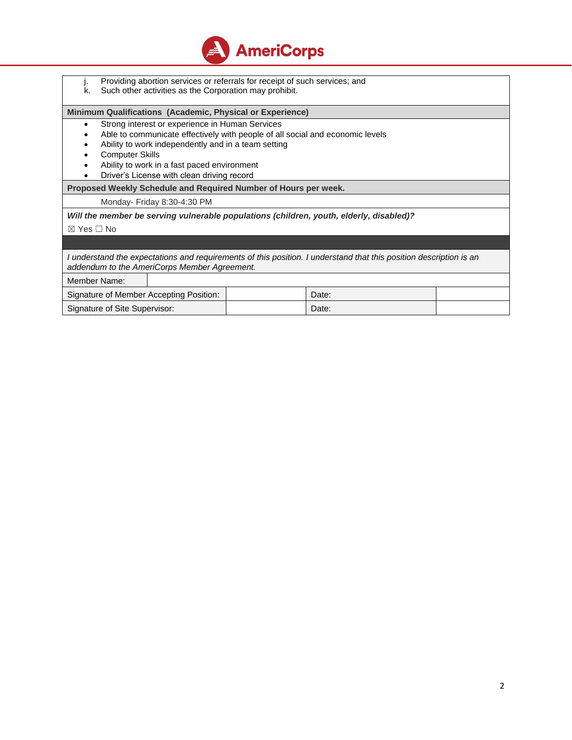j. Providing abortion services or referrals for receipt of such services; and
k. Such other activities as the Corporation may prohibit.

**Minimum Qualifications (Academic, Physical or Experience)**

- Strong interest or experience in Human Services
- Able to communicate effectively with people of all social and economic levels
- Ability to work independently and in a team setting
- Computer Skills
- Ability to work in a fast paced environment
- Driver's License with clean driving record

**Proposed Weekly Schedule and Required Number of Hours per week.**

Monday- Friday 8:30-4:30 PM

***Will the member be serving vulnerable populations (children, youth, elderly, disabled)?***

☒ Yes ☐ No

*I understand the expectations and requirements of this position. I understand that this position description is an addendum to the AmeriCorps Member Agreement.*

| | | | |
|---|---|---|---|
| Member Name: | | | |
| Signature of Member Accepting Position: | | Date: | |
| Signature of Site Supervisor: | | Date: | |